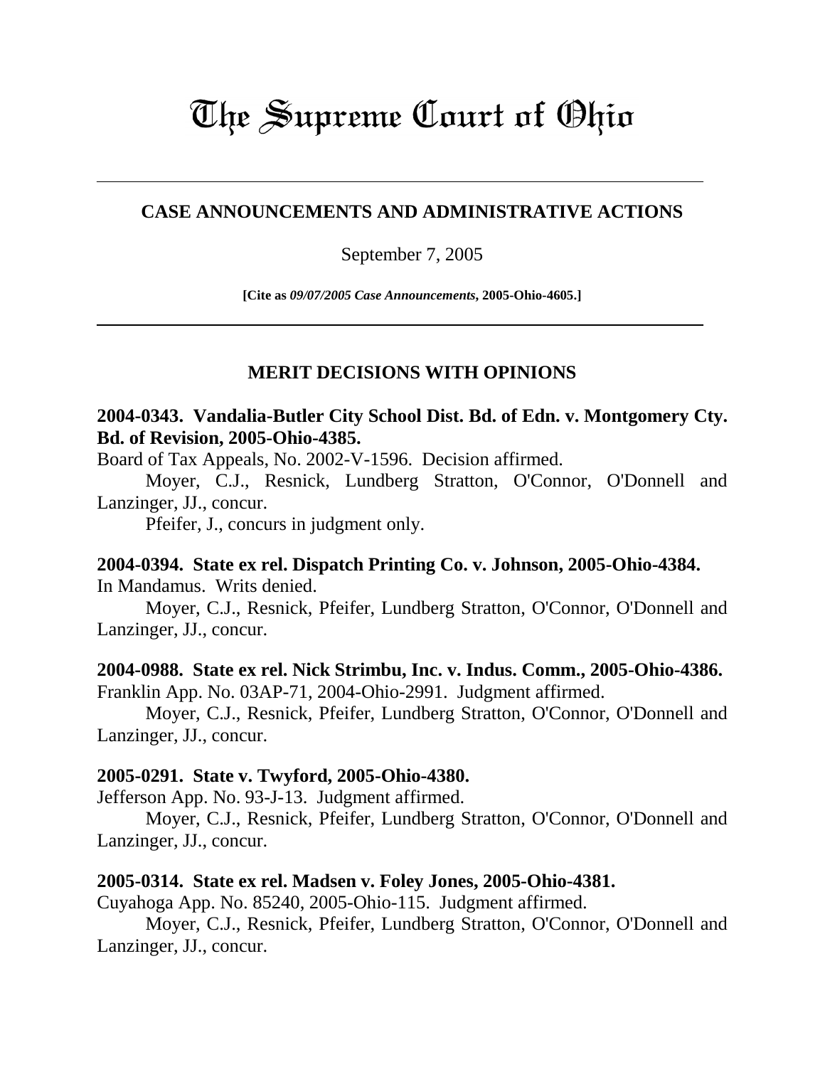# The Supreme Court of Ohio

## CASE ANNOUNCEMENTS AND ADMINISTRATIVE ACTIONS

September 7, 2005

**[Cite as *09/07/2005 Case Announcements*, 2005-Ohio-4605.]**

## MERIT DECISIONS WITH OPINIONS

**2004-0343. Vandalia-Butler City School Dist. Bd. of Edn. v. Montgomery Cty. Bd. of Revision, 2005-Ohio-4385.**

Board of Tax Appeals, No. 2002-V-1596. Decision affirmed.

Moyer, C.J., Resnick, Lundberg Stratton, O'Connor, O'Donnell and Lanzinger, JJ., concur.

Pfeifer, J., concurs in judgment only.

**2004-0394. State ex rel. Dispatch Printing Co. v. Johnson, 2005-Ohio-4384.**

In Mandamus. Writs denied.

Moyer, C.J., Resnick, Pfeifer, Lundberg Stratton, O'Connor, O'Donnell and Lanzinger, JJ., concur.

**2004-0988. State ex rel. Nick Strimbu, Inc. v. Indus. Comm., 2005-Ohio-4386.**

Franklin App. No. 03AP-71, 2004-Ohio-2991. Judgment affirmed.

Moyer, C.J., Resnick, Pfeifer, Lundberg Stratton, O'Connor, O'Donnell and Lanzinger, JJ., concur.

**2005-0291. State v. Twyford, 2005-Ohio-4380.**

Jefferson App. No. 93-J-13. Judgment affirmed.

Moyer, C.J., Resnick, Pfeifer, Lundberg Stratton, O'Connor, O'Donnell and Lanzinger, JJ., concur.

**2005-0314. State ex rel. Madsen v. Foley Jones, 2005-Ohio-4381.**

Cuyahoga App. No. 85240, 2005-Ohio-115. Judgment affirmed.

Moyer, C.J., Resnick, Pfeifer, Lundberg Stratton, O'Connor, O'Donnell and Lanzinger, JJ., concur.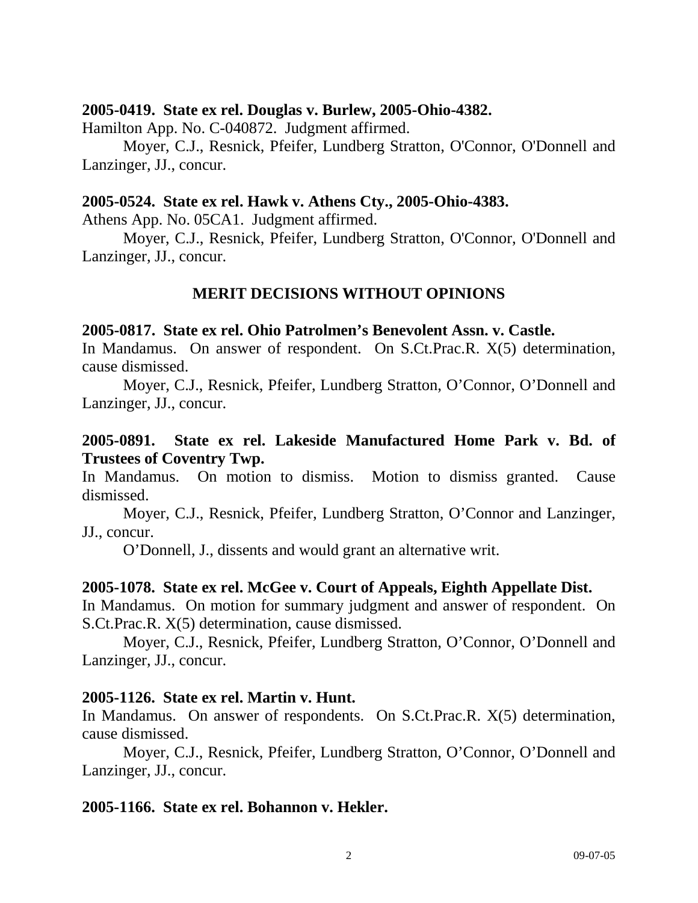**2005-0419. State ex rel. Douglas v. Burlew, 2005-Ohio-4382.**

Hamilton App. No. C-040872. Judgment affirmed.

Moyer, C.J., Resnick, Pfeifer, Lundberg Stratton, O'Connor, O'Donnell and Lanzinger, JJ., concur.

**2005-0524. State ex rel. Hawk v. Athens Cty., 2005-Ohio-4383.**

Athens App. No. 05CA1. Judgment affirmed.

Moyer, C.J., Resnick, Pfeifer, Lundberg Stratton, O'Connor, O'Donnell and Lanzinger, JJ., concur.

## MERIT DECISIONS WITHOUT OPINIONS

**2005-0817. State ex rel. Ohio Patrolmen's Benevolent Assn. v. Castle.**

In Mandamus. On answer of respondent. On S.Ct.Prac.R. X(5) determination, cause dismissed.

Moyer, C.J., Resnick, Pfeifer, Lundberg Stratton, O'Connor, O'Donnell and Lanzinger, JJ., concur.

**2005-0891. State ex rel. Lakeside Manufactured Home Park v. Bd. of Trustees of Coventry Twp.**

In Mandamus. On motion to dismiss. Motion to dismiss granted. Cause dismissed.

Moyer, C.J., Resnick, Pfeifer, Lundberg Stratton, O'Connor and Lanzinger, JJ., concur.

O'Donnell, J., dissents and would grant an alternative writ.

**2005-1078. State ex rel. McGee v. Court of Appeals, Eighth Appellate Dist.**

In Mandamus. On motion for summary judgment and answer of respondent. On S.Ct.Prac.R. X(5) determination, cause dismissed.

Moyer, C.J., Resnick, Pfeifer, Lundberg Stratton, O'Connor, O'Donnell and Lanzinger, JJ., concur.

**2005-1126. State ex rel. Martin v. Hunt.**

In Mandamus. On answer of respondents. On S.Ct.Prac.R. X(5) determination, cause dismissed.

Moyer, C.J., Resnick, Pfeifer, Lundberg Stratton, O'Connor, O'Donnell and Lanzinger, JJ., concur.

**2005-1166. State ex rel. Bohannon v. Hekler.**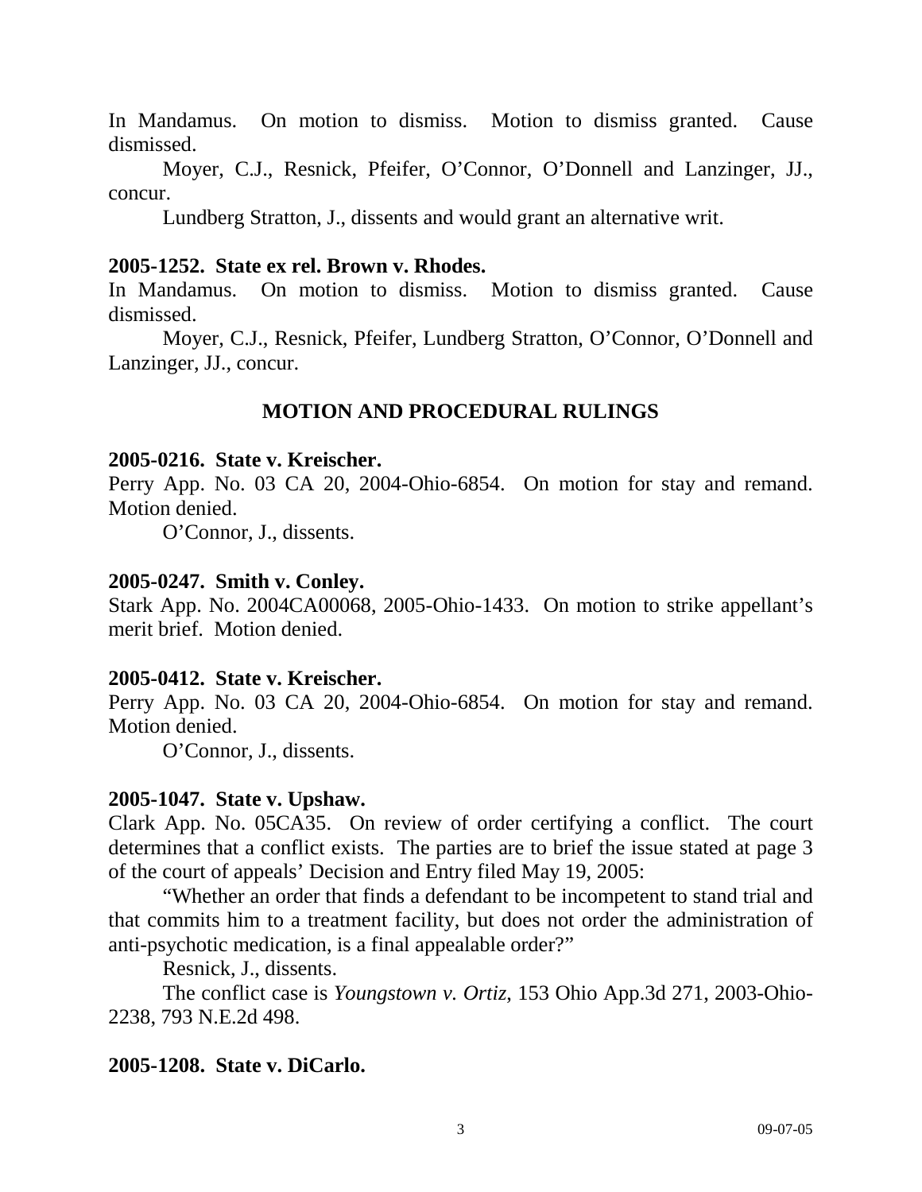In Mandamus. On motion to dismiss. Motion to dismiss granted. Cause dismissed.

Moyer, C.J., Resnick, Pfeifer, O'Connor, O'Donnell and Lanzinger, JJ., concur.

Lundberg Stratton, J., dissents and would grant an alternative writ.

**2005-1252. State ex rel. Brown v. Rhodes.**

In Mandamus. On motion to dismiss. Motion to dismiss granted. Cause dismissed.

Moyer, C.J., Resnick, Pfeifer, Lundberg Stratton, O'Connor, O'Donnell and Lanzinger, JJ., concur.

## MOTION AND PROCEDURAL RULINGS

**2005-0216. State v. Kreischer.**

Perry App. No. 03 CA 20, 2004-Ohio-6854. On motion for stay and remand. Motion denied.

O'Connor, J., dissents.

**2005-0247. Smith v. Conley.**

Stark App. No. 2004CA00068, 2005-Ohio-1433. On motion to strike appellant's merit brief. Motion denied.

**2005-0412. State v. Kreischer.**

Perry App. No. 03 CA 20, 2004-Ohio-6854. On motion for stay and remand. Motion denied.

O'Connor, J., dissents.

**2005-1047. State v. Upshaw.**

Clark App. No. 05CA35. On review of order certifying a conflict. The court determines that a conflict exists. The parties are to brief the issue stated at page 3 of the court of appeals' Decision and Entry filed May 19, 2005:

"Whether an order that finds a defendant to be incompetent to stand trial and that commits him to a treatment facility, but does not order the administration of anti-psychotic medication, is a final appealable order?"

Resnick, J., dissents.

The conflict case is *Youngstown v. Ortiz,* 153 Ohio App.3d 271, 2003-Ohio-2238, 793 N.E.2d 498.

**2005-1208. State v. DiCarlo.**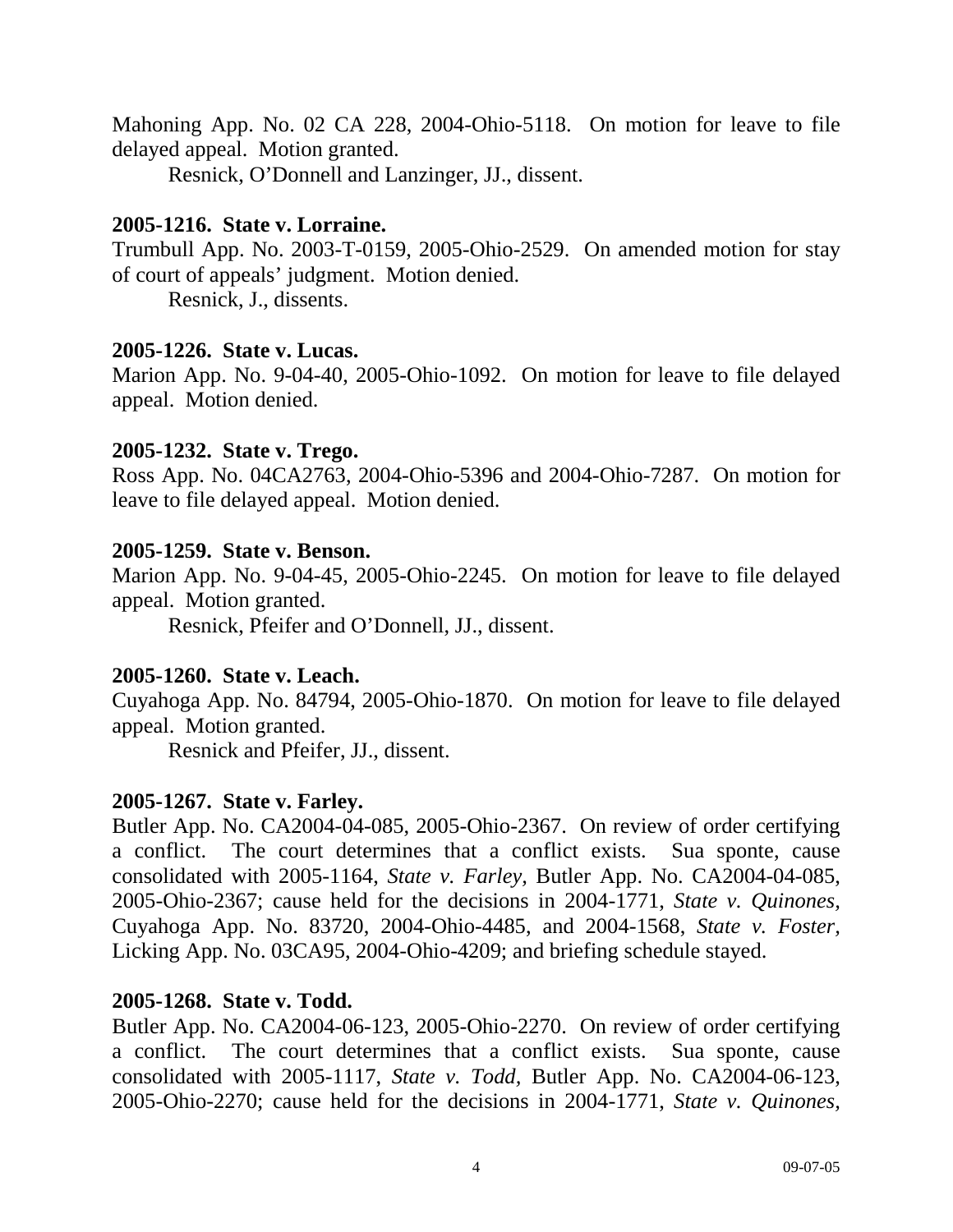Mahoning App. No. 02 CA 228, 2004-Ohio-5118. On motion for leave to file delayed appeal. Motion granted.

Resnick, O'Donnell and Lanzinger, JJ., dissent.

**2005-1216. State v. Lorraine.**
Trumbull App. No. 2003-T-0159, 2005-Ohio-2529. On amended motion for stay of court of appeals' judgment. Motion denied.

Resnick, J., dissents.

**2005-1226. State v. Lucas.**
Marion App. No. 9-04-40, 2005-Ohio-1092. On motion for leave to file delayed appeal. Motion denied.

**2005-1232. State v. Trego.**
Ross App. No. 04CA2763, 2004-Ohio-5396 and 2004-Ohio-7287. On motion for leave to file delayed appeal. Motion denied.

**2005-1259. State v. Benson.**
Marion App. No. 9-04-45, 2005-Ohio-2245. On motion for leave to file delayed appeal. Motion granted.

Resnick, Pfeifer and O'Donnell, JJ., dissent.

**2005-1260. State v. Leach.**
Cuyahoga App. No. 84794, 2005-Ohio-1870. On motion for leave to file delayed appeal. Motion granted.

Resnick and Pfeifer, JJ., dissent.

**2005-1267. State v. Farley.**
Butler App. No. CA2004-04-085, 2005-Ohio-2367. On review of order certifying a conflict. The court determines that a conflict exists. Sua sponte, cause consolidated with 2005-1164, *State v. Farley*, Butler App. No. CA2004-04-085, 2005-Ohio-2367; cause held for the decisions in 2004-1771, *State v. Quinones*, Cuyahoga App. No. 83720, 2004-Ohio-4485, and 2004-1568, *State v. Foster*, Licking App. No. 03CA95, 2004-Ohio-4209; and briefing schedule stayed.

**2005-1268. State v. Todd.**
Butler App. No. CA2004-06-123, 2005-Ohio-2270. On review of order certifying a conflict. The court determines that a conflict exists. Sua sponte, cause consolidated with 2005-1117, *State v. Todd*, Butler App. No. CA2004-06-123, 2005-Ohio-2270; cause held for the decisions in 2004-1771, *State v. Quinones*,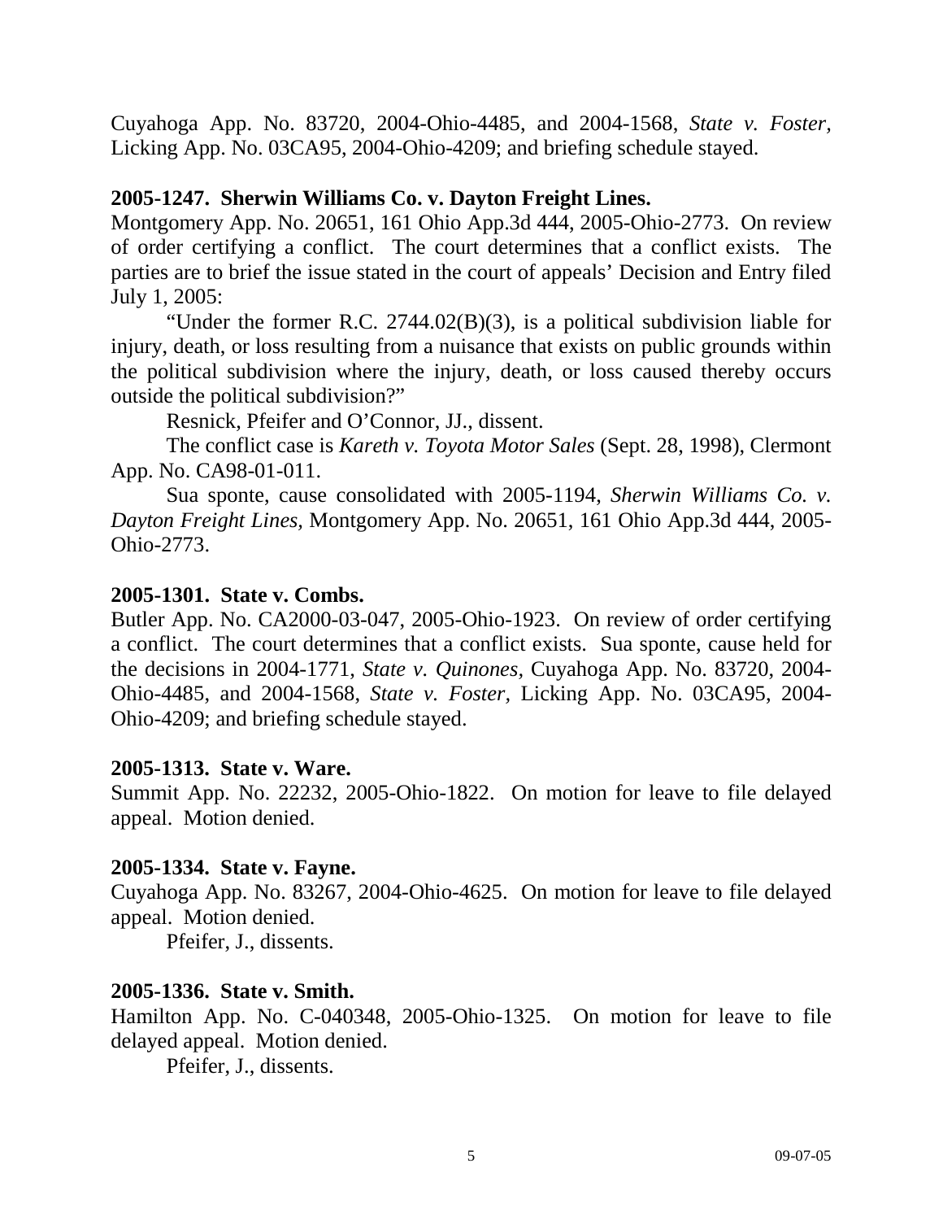Cuyahoga App. No. 83720, 2004-Ohio-4485, and 2004-1568, *State v. Foster,* Licking App. No. 03CA95, 2004-Ohio-4209; and briefing schedule stayed.

**2005-1247. Sherwin Williams Co. v. Dayton Freight Lines.**

Montgomery App. No. 20651, 161 Ohio App.3d 444, 2005-Ohio-2773. On review of order certifying a conflict. The court determines that a conflict exists. The parties are to brief the issue stated in the court of appeals' Decision and Entry filed July 1, 2005:

"Under the former R.C. 2744.02(B)(3), is a political subdivision liable for injury, death, or loss resulting from a nuisance that exists on public grounds within the political subdivision where the injury, death, or loss caused thereby occurs outside the political subdivision?"

Resnick, Pfeifer and O'Connor, JJ., dissent.

The conflict case is *Kareth v. Toyota Motor Sales* (Sept. 28, 1998), Clermont App. No. CA98-01-011.

Sua sponte, cause consolidated with 2005-1194, *Sherwin Williams Co. v. Dayton Freight Lines,* Montgomery App. No. 20651, 161 Ohio App.3d 444, 2005-Ohio-2773.

**2005-1301. State v. Combs.**

Butler App. No. CA2000-03-047, 2005-Ohio-1923. On review of order certifying a conflict. The court determines that a conflict exists. Sua sponte, cause held for the decisions in 2004-1771, *State v. Quinones,* Cuyahoga App. No. 83720, 2004-Ohio-4485, and 2004-1568, *State v. Foster,* Licking App. No. 03CA95, 2004-Ohio-4209; and briefing schedule stayed.

**2005-1313. State v. Ware.**

Summit App. No. 22232, 2005-Ohio-1822. On motion for leave to file delayed appeal. Motion denied.

**2005-1334. State v. Fayne.**

Cuyahoga App. No. 83267, 2004-Ohio-4625. On motion for leave to file delayed appeal. Motion denied.

Pfeifer, J., dissents.

**2005-1336. State v. Smith.**

Hamilton App. No. C-040348, 2005-Ohio-1325. On motion for leave to file delayed appeal. Motion denied.

Pfeifer, J., dissents.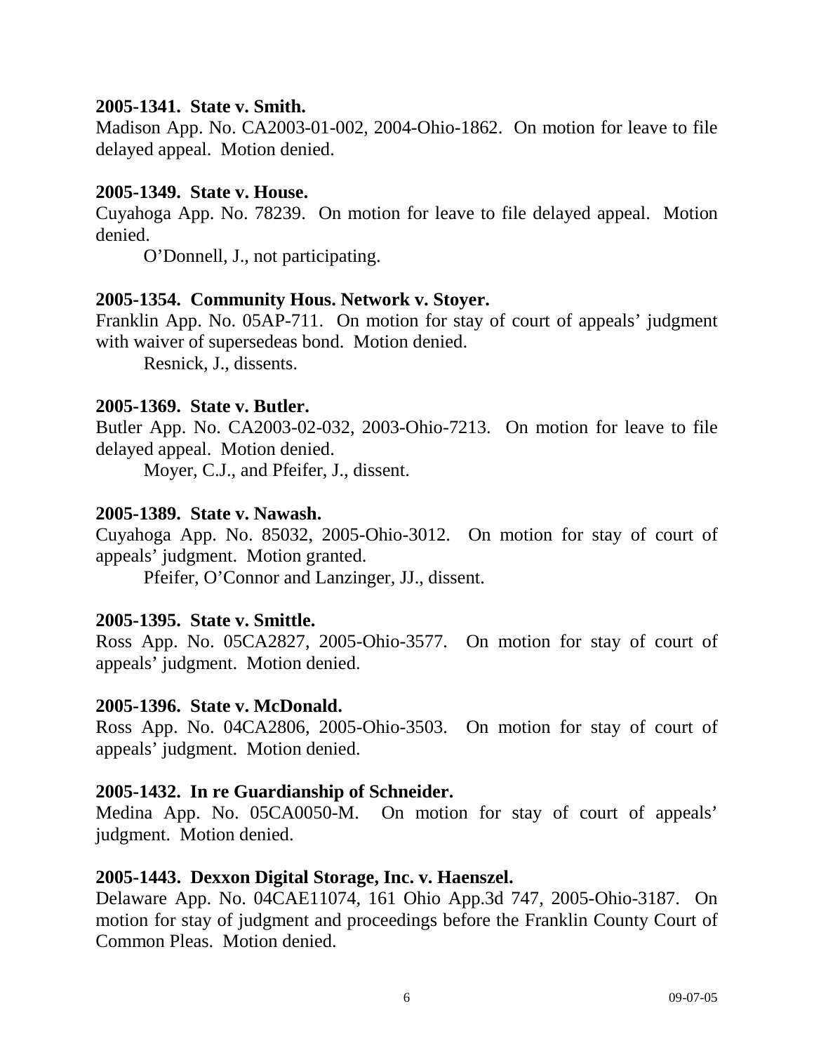**2005-1341. State v. Smith.**

Madison App. No. CA2003-01-002, 2004-Ohio-1862. On motion for leave to file delayed appeal. Motion denied.

**2005-1349. State v. House.**

Cuyahoga App. No. 78239. On motion for leave to file delayed appeal. Motion denied.

O'Donnell, J., not participating.

**2005-1354. Community Hous. Network v. Stoyer.**

Franklin App. No. 05AP-711. On motion for stay of court of appeals' judgment with waiver of supersedeas bond. Motion denied.

Resnick, J., dissents.

**2005-1369. State v. Butler.**

Butler App. No. CA2003-02-032, 2003-Ohio-7213. On motion for leave to file delayed appeal. Motion denied.

Moyer, C.J., and Pfeifer, J., dissent.

**2005-1389. State v. Nawash.**

Cuyahoga App. No. 85032, 2005-Ohio-3012. On motion for stay of court of appeals' judgment. Motion granted.

Pfeifer, O'Connor and Lanzinger, JJ., dissent.

**2005-1395. State v. Smittle.**

Ross App. No. 05CA2827, 2005-Ohio-3577. On motion for stay of court of appeals' judgment. Motion denied.

**2005-1396. State v. McDonald.**

Ross App. No. 04CA2806, 2005-Ohio-3503. On motion for stay of court of appeals' judgment. Motion denied.

**2005-1432. In re Guardianship of Schneider.**

Medina App. No. 05CA0050-M. On motion for stay of court of appeals' judgment. Motion denied.

**2005-1443. Dexxon Digital Storage, Inc. v. Haenszel.**

Delaware App. No. 04CAE11074, 161 Ohio App.3d 747, 2005-Ohio-3187. On motion for stay of judgment and proceedings before the Franklin County Court of Common Pleas. Motion denied.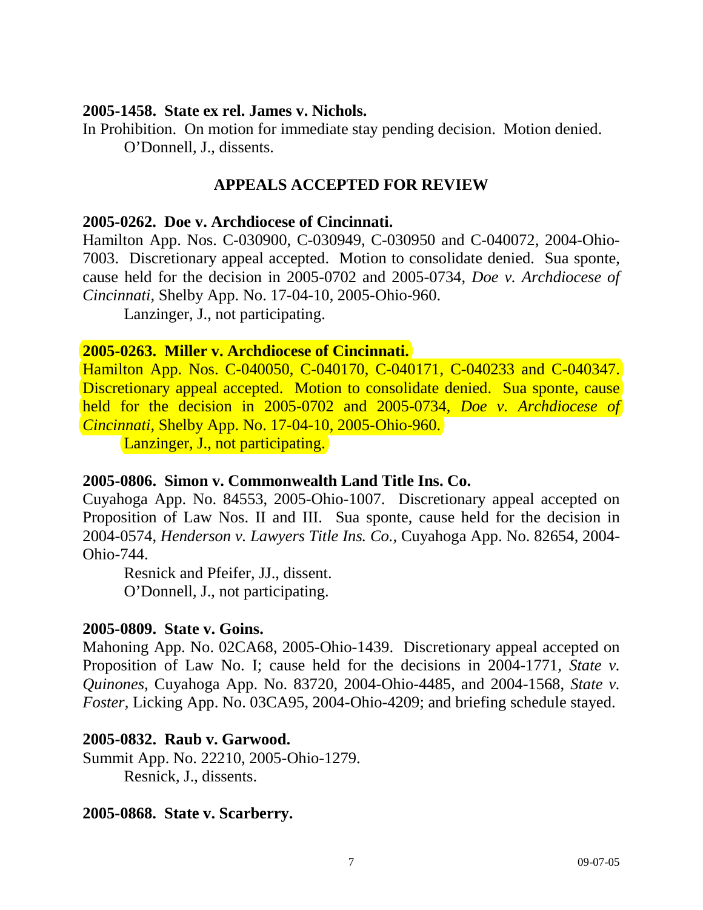**2005-1458. State ex rel. James v. Nichols.**

In Prohibition. On motion for immediate stay pending decision. Motion denied.

O'Donnell, J., dissents.

## APPEALS ACCEPTED FOR REVIEW

**2005-0262. Doe v. Archdiocese of Cincinnati.**

Hamilton App. Nos. C-030900, C-030949, C-030950 and C-040072, 2004-Ohio-7003. Discretionary appeal accepted. Motion to consolidate denied. Sua sponte, cause held for the decision in 2005-0702 and 2005-0734, *Doe v. Archdiocese of Cincinnati,* Shelby App. No. 17-04-10, 2005-Ohio-960.

Lanzinger, J., not participating.

**2005-0263. Miller v. Archdiocese of Cincinnati.**

Hamilton App. Nos. C-040050, C-040170, C-040171, C-040233 and C-040347. Discretionary appeal accepted. Motion to consolidate denied. Sua sponte, cause held for the decision in 2005-0702 and 2005-0734, *Doe v. Archdiocese of Cincinnati,* Shelby App. No. 17-04-10, 2005-Ohio-960.

Lanzinger, J., not participating.

**2005-0806. Simon v. Commonwealth Land Title Ins. Co.**

Cuyahoga App. No. 84553, 2005-Ohio-1007. Discretionary appeal accepted on Proposition of Law Nos. II and III. Sua sponte, cause held for the decision in 2004-0574, *Henderson v. Lawyers Title Ins. Co.,* Cuyahoga App. No. 82654, 2004-Ohio-744.

Resnick and Pfeifer, JJ., dissent.

O'Donnell, J., not participating.

**2005-0809. State v. Goins.**

Mahoning App. No. 02CA68, 2005-Ohio-1439. Discretionary appeal accepted on Proposition of Law No. I; cause held for the decisions in 2004-1771, *State v. Quinones,* Cuyahoga App. No. 83720, 2004-Ohio-4485, and 2004-1568, *State v. Foster,* Licking App. No. 03CA95, 2004-Ohio-4209; and briefing schedule stayed.

**2005-0832. Raub v. Garwood.**

Summit App. No. 22210, 2005-Ohio-1279.

Resnick, J., dissents.

**2005-0868. State v. Scarberry.**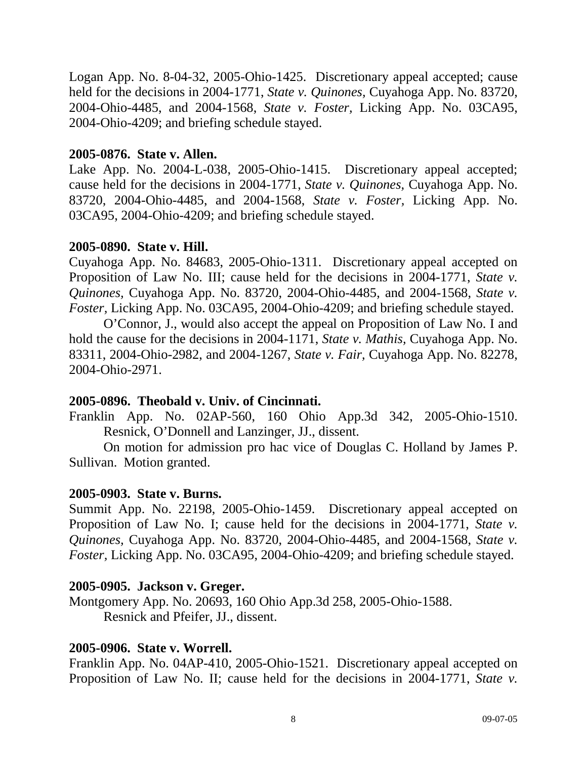Logan App. No. 8-04-32, 2005-Ohio-1425. Discretionary appeal accepted; cause held for the decisions in 2004-1771, *State v. Quinones,* Cuyahoga App. No. 83720, 2004-Ohio-4485, and 2004-1568, *State v. Foster,* Licking App. No. 03CA95, 2004-Ohio-4209; and briefing schedule stayed.

**2005-0876. State v. Allen.**
Lake App. No. 2004-L-038, 2005-Ohio-1415. Discretionary appeal accepted; cause held for the decisions in 2004-1771, *State v. Quinones,* Cuyahoga App. No. 83720, 2004-Ohio-4485, and 2004-1568, *State v. Foster,* Licking App. No. 03CA95, 2004-Ohio-4209; and briefing schedule stayed.

**2005-0890. State v. Hill.**
Cuyahoga App. No. 84683, 2005-Ohio-1311. Discretionary appeal accepted on Proposition of Law No. III; cause held for the decisions in 2004-1771, *State v. Quinones,* Cuyahoga App. No. 83720, 2004-Ohio-4485, and 2004-1568, *State v. Foster,* Licking App. No. 03CA95, 2004-Ohio-4209; and briefing schedule stayed.

O'Connor, J., would also accept the appeal on Proposition of Law No. I and hold the cause for the decisions in 2004-1171, *State v. Mathis,* Cuyahoga App. No. 83311, 2004-Ohio-2982, and 2004-1267, *State v. Fair,* Cuyahoga App. No. 82278, 2004-Ohio-2971.

**2005-0896. Theobald v. Univ. of Cincinnati.**
Franklin App. No. 02AP-560, 160 Ohio App.3d 342, 2005-Ohio-1510.
Resnick, O'Donnell and Lanzinger, JJ., dissent.

On motion for admission pro hac vice of Douglas C. Holland by James P. Sullivan. Motion granted.

**2005-0903. State v. Burns.**
Summit App. No. 22198, 2005-Ohio-1459. Discretionary appeal accepted on Proposition of Law No. I; cause held for the decisions in 2004-1771, *State v. Quinones,* Cuyahoga App. No. 83720, 2004-Ohio-4485, and 2004-1568, *State v. Foster,* Licking App. No. 03CA95, 2004-Ohio-4209; and briefing schedule stayed.

**2005-0905. Jackson v. Greger.**
Montgomery App. No. 20693, 160 Ohio App.3d 258, 2005-Ohio-1588.
Resnick and Pfeifer, JJ., dissent.

**2005-0906. State v. Worrell.**
Franklin App. No. 04AP-410, 2005-Ohio-1521. Discretionary appeal accepted on Proposition of Law No. II; cause held for the decisions in 2004-1771, *State v.*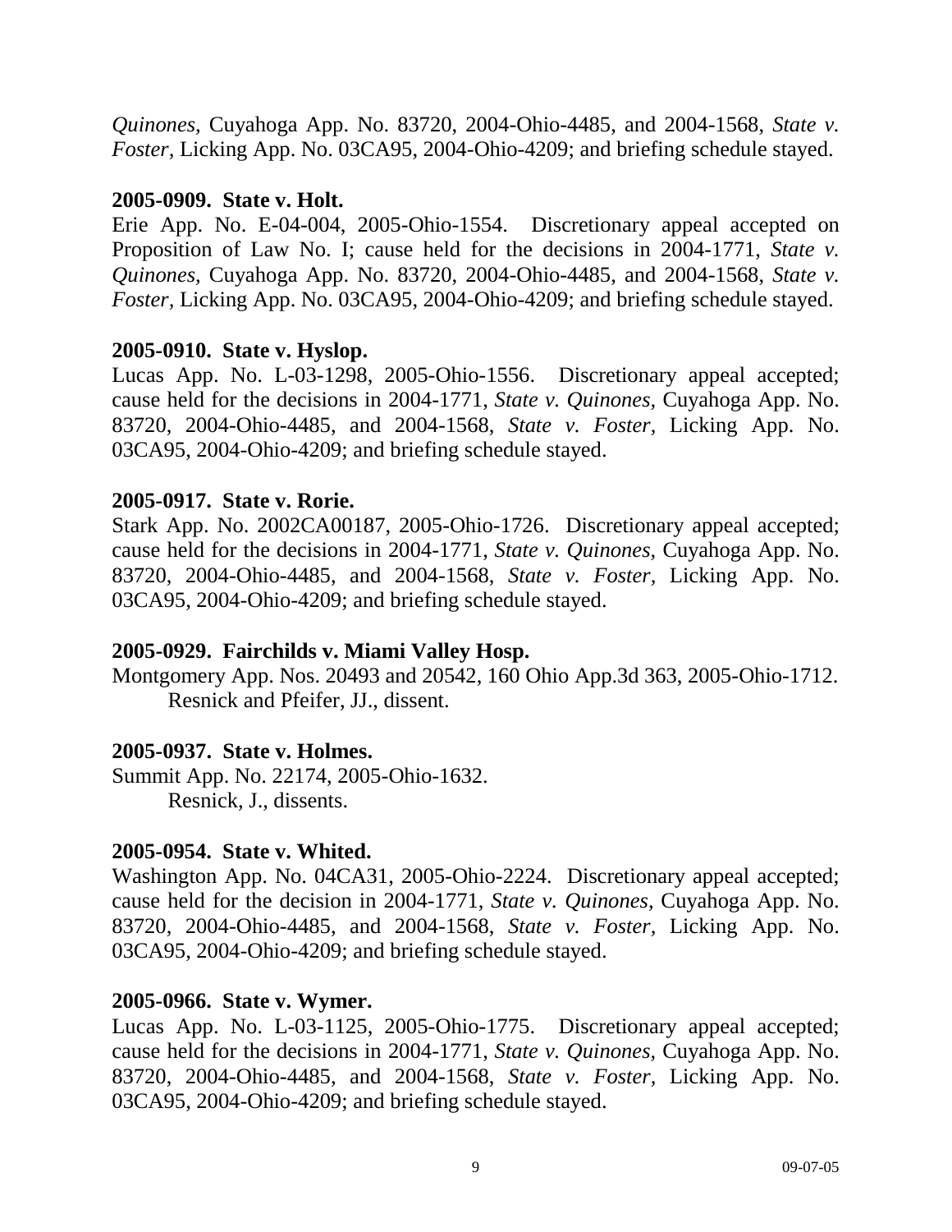*Quinones,* Cuyahoga App. No. 83720, 2004-Ohio-4485, and 2004-1568, *State v. Foster,* Licking App. No. 03CA95, 2004-Ohio-4209; and briefing schedule stayed.

**2005-0909. State v. Holt.**

Erie App. No. E-04-004, 2005-Ohio-1554. Discretionary appeal accepted on Proposition of Law No. I; cause held for the decisions in 2004-1771, *State v. Quinones,* Cuyahoga App. No. 83720, 2004-Ohio-4485, and 2004-1568, *State v. Foster,* Licking App. No. 03CA95, 2004-Ohio-4209; and briefing schedule stayed.

**2005-0910. State v. Hyslop.**

Lucas App. No. L-03-1298, 2005-Ohio-1556. Discretionary appeal accepted; cause held for the decisions in 2004-1771, *State v. Quinones,* Cuyahoga App. No. 83720, 2004-Ohio-4485, and 2004-1568, *State v. Foster,* Licking App. No. 03CA95, 2004-Ohio-4209; and briefing schedule stayed.

**2005-0917. State v. Rorie.**

Stark App. No. 2002CA00187, 2005-Ohio-1726. Discretionary appeal accepted; cause held for the decisions in 2004-1771, *State v. Quinones,* Cuyahoga App. No. 83720, 2004-Ohio-4485, and 2004-1568, *State v. Foster,* Licking App. No. 03CA95, 2004-Ohio-4209; and briefing schedule stayed.

**2005-0929. Fairchilds v. Miami Valley Hosp.**

Montgomery App. Nos. 20493 and 20542, 160 Ohio App.3d 363, 2005-Ohio-1712.
Resnick and Pfeifer, JJ., dissent.

**2005-0937. State v. Holmes.**

Summit App. No. 22174, 2005-Ohio-1632.
Resnick, J., dissents.

**2005-0954. State v. Whited.**

Washington App. No. 04CA31, 2005-Ohio-2224. Discretionary appeal accepted; cause held for the decision in 2004-1771, *State v. Quinones,* Cuyahoga App. No. 83720, 2004-Ohio-4485, and 2004-1568, *State v. Foster,* Licking App. No. 03CA95, 2004-Ohio-4209; and briefing schedule stayed.

**2005-0966. State v. Wymer.**

Lucas App. No. L-03-1125, 2005-Ohio-1775. Discretionary appeal accepted; cause held for the decisions in 2004-1771, *State v. Quinones,* Cuyahoga App. No. 83720, 2004-Ohio-4485, and 2004-1568, *State v. Foster,* Licking App. No. 03CA95, 2004-Ohio-4209; and briefing schedule stayed.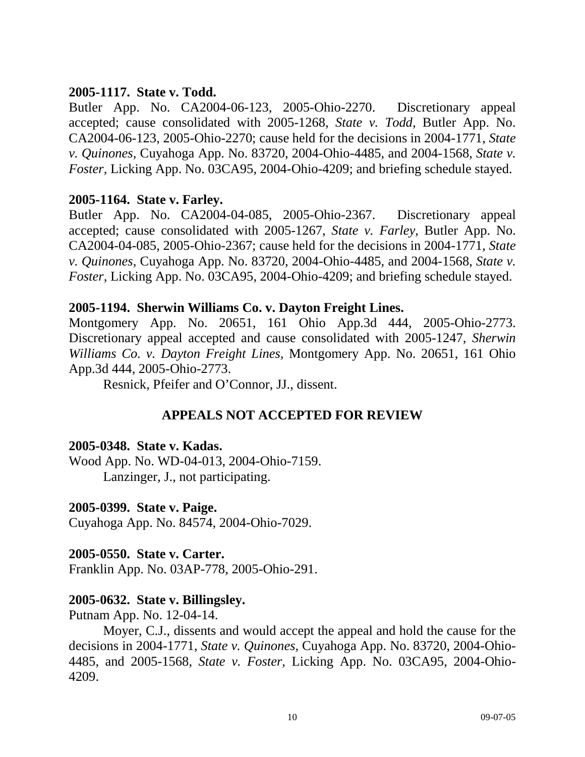**2005-1117. State v. Todd.**

Butler App. No. CA2004-06-123, 2005-Ohio-2270. Discretionary appeal accepted; cause consolidated with 2005-1268, *State v. Todd,* Butler App. No. CA2004-06-123, 2005-Ohio-2270; cause held for the decisions in 2004-1771, *State v. Quinones,* Cuyahoga App. No. 83720, 2004-Ohio-4485, and 2004-1568, *State v. Foster,* Licking App. No. 03CA95, 2004-Ohio-4209; and briefing schedule stayed.

**2005-1164. State v. Farley.**

Butler App. No. CA2004-04-085, 2005-Ohio-2367. Discretionary appeal accepted; cause consolidated with 2005-1267, *State v. Farley,* Butler App. No. CA2004-04-085, 2005-Ohio-2367; cause held for the decisions in 2004-1771, *State v. Quinones,* Cuyahoga App. No. 83720, 2004-Ohio-4485, and 2004-1568, *State v. Foster,* Licking App. No. 03CA95, 2004-Ohio-4209; and briefing schedule stayed.

**2005-1194. Sherwin Williams Co. v. Dayton Freight Lines.**

Montgomery App. No. 20651, 161 Ohio App.3d 444, 2005-Ohio-2773. Discretionary appeal accepted and cause consolidated with 2005-1247, *Sherwin Williams Co. v. Dayton Freight Lines,* Montgomery App. No. 20651, 161 Ohio App.3d 444, 2005-Ohio-2773.

Resnick, Pfeifer and O'Connor, JJ., dissent.

## APPEALS NOT ACCEPTED FOR REVIEW

**2005-0348. State v. Kadas.**

Wood App. No. WD-04-013, 2004-Ohio-7159.

Lanzinger, J., not participating.

**2005-0399. State v. Paige.**

Cuyahoga App. No. 84574, 2004-Ohio-7029.

**2005-0550. State v. Carter.**

Franklin App. No. 03AP-778, 2005-Ohio-291.

**2005-0632. State v. Billingsley.**

Putnam App. No. 12-04-14.

Moyer, C.J., dissents and would accept the appeal and hold the cause for the decisions in 2004-1771, *State v. Quinones,* Cuyahoga App. No. 83720, 2004-Ohio-4485, and 2005-1568, *State v. Foster,* Licking App. No. 03CA95, 2004-Ohio-4209.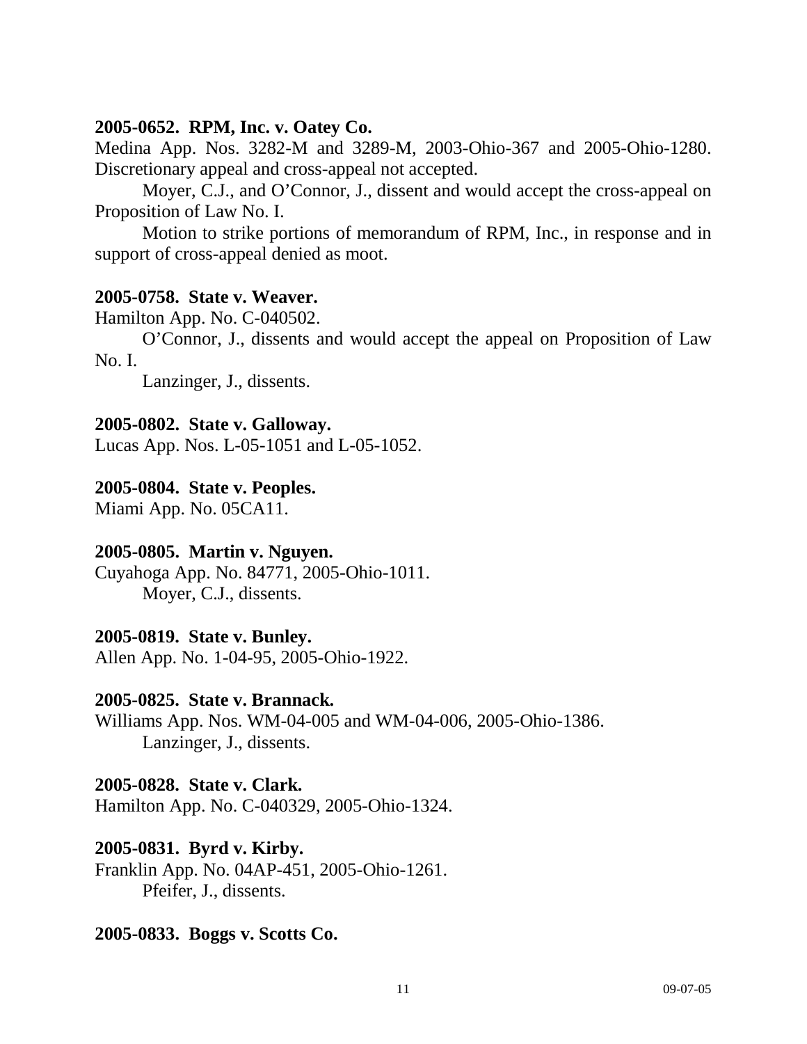**2005-0652. RPM, Inc. v. Oatey Co.**

Medina App. Nos. 3282-M and 3289-M, 2003-Ohio-367 and 2005-Ohio-1280. Discretionary appeal and cross-appeal not accepted.

Moyer, C.J., and O'Connor, J., dissent and would accept the cross-appeal on Proposition of Law No. I.

Motion to strike portions of memorandum of RPM, Inc., in response and in support of cross-appeal denied as moot.

**2005-0758. State v. Weaver.**

Hamilton App. No. C-040502.

O'Connor, J., dissents and would accept the appeal on Proposition of Law No. I.

Lanzinger, J., dissents.

**2005-0802. State v. Galloway.**

Lucas App. Nos. L-05-1051 and L-05-1052.

**2005-0804. State v. Peoples.**

Miami App. No. 05CA11.

**2005-0805. Martin v. Nguyen.**

Cuyahoga App. No. 84771, 2005-Ohio-1011.

Moyer, C.J., dissents.

**2005-0819. State v. Bunley.**

Allen App. No. 1-04-95, 2005-Ohio-1922.

**2005-0825. State v. Brannack.**

Williams App. Nos. WM-04-005 and WM-04-006, 2005-Ohio-1386.

Lanzinger, J., dissents.

**2005-0828. State v. Clark.**

Hamilton App. No. C-040329, 2005-Ohio-1324.

**2005-0831. Byrd v. Kirby.**

Franklin App. No. 04AP-451, 2005-Ohio-1261.

Pfeifer, J., dissents.

**2005-0833. Boggs v. Scotts Co.**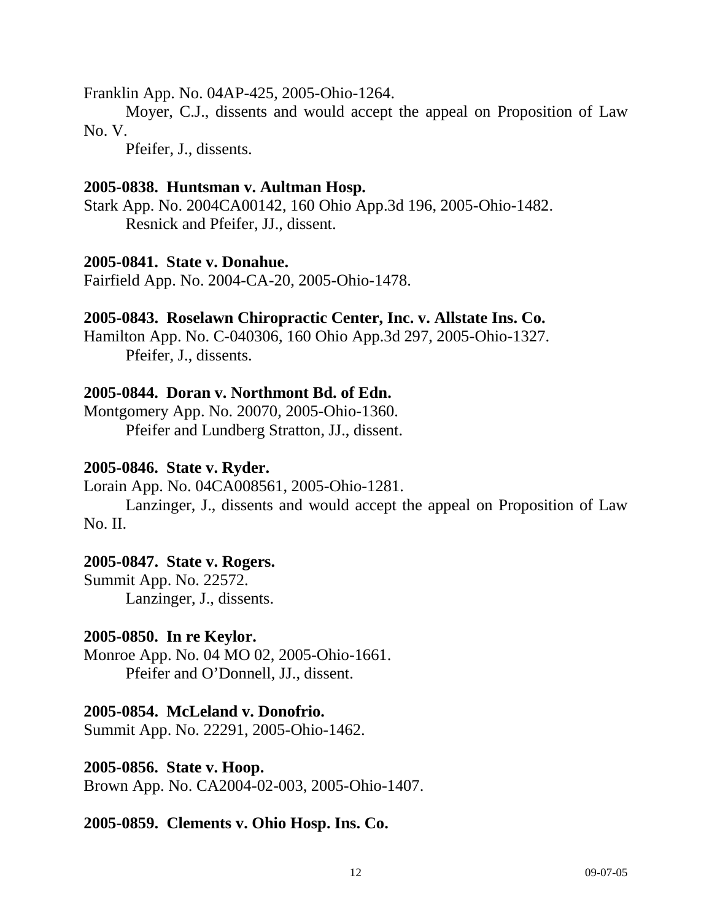Franklin App. No. 04AP-425, 2005-Ohio-1264.

Moyer, C.J., dissents and would accept the appeal on Proposition of Law No. V.

Pfeifer, J., dissents.

**2005-0838. Huntsman v. Aultman Hosp.**

Stark App. No. 2004CA00142, 160 Ohio App.3d 196, 2005-Ohio-1482.

Resnick and Pfeifer, JJ., dissent.

**2005-0841. State v. Donahue.**

Fairfield App. No. 2004-CA-20, 2005-Ohio-1478.

**2005-0843. Roselawn Chiropractic Center, Inc. v. Allstate Ins. Co.**

Hamilton App. No. C-040306, 160 Ohio App.3d 297, 2005-Ohio-1327.

Pfeifer, J., dissents.

**2005-0844. Doran v. Northmont Bd. of Edn.**

Montgomery App. No. 20070, 2005-Ohio-1360.

Pfeifer and Lundberg Stratton, JJ., dissent.

**2005-0846. State v. Ryder.**

Lorain App. No. 04CA008561, 2005-Ohio-1281.

Lanzinger, J., dissents and would accept the appeal on Proposition of Law No. II.

**2005-0847. State v. Rogers.**

Summit App. No. 22572.

Lanzinger, J., dissents.

**2005-0850. In re Keylor.**

Monroe App. No. 04 MO 02, 2005-Ohio-1661.

Pfeifer and O'Donnell, JJ., dissent.

**2005-0854. McLeland v. Donofrio.**

Summit App. No. 22291, 2005-Ohio-1462.

**2005-0856. State v. Hoop.**

Brown App. No. CA2004-02-003, 2005-Ohio-1407.

**2005-0859. Clements v. Ohio Hosp. Ins. Co.**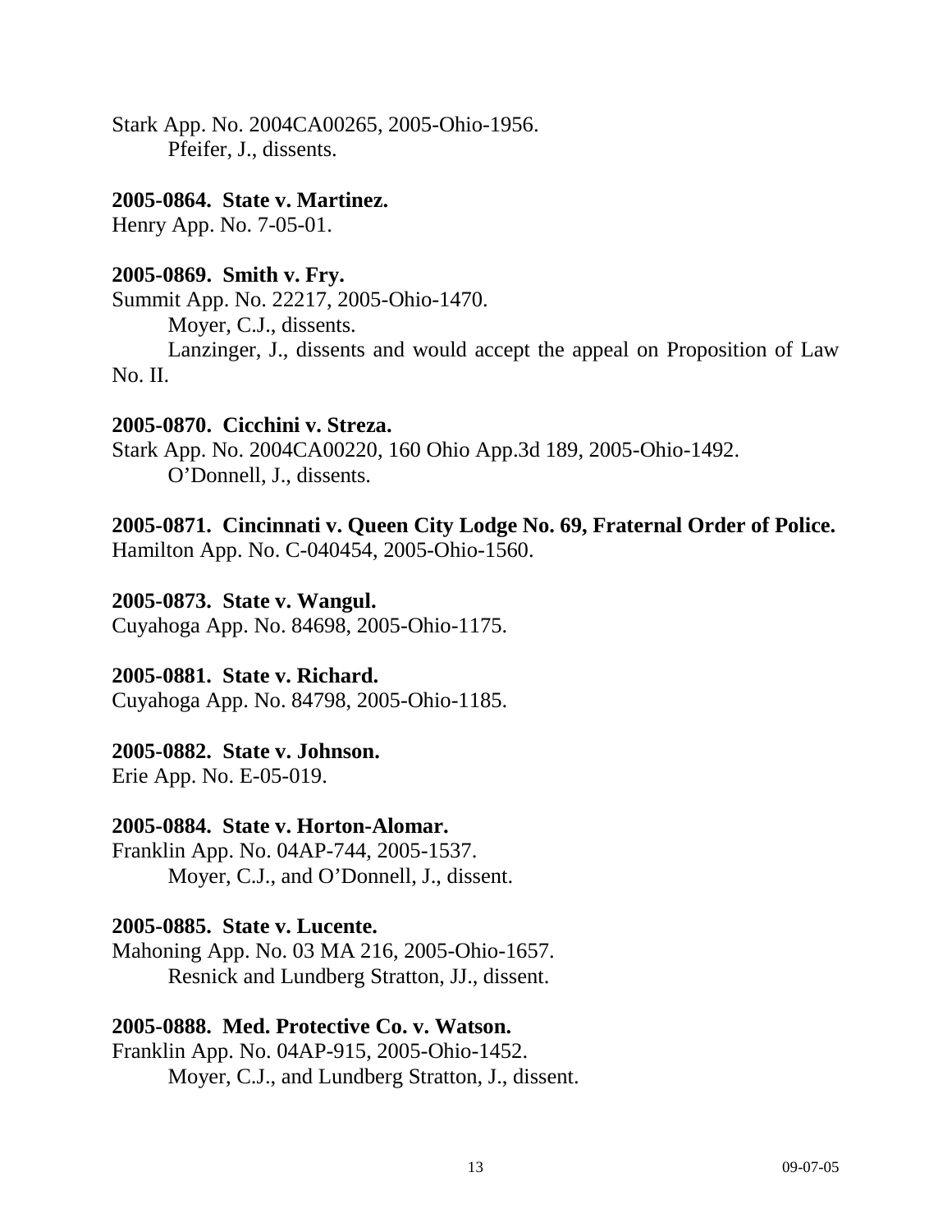Stark App. No. 2004CA00265, 2005-Ohio-1956.
Pfeifer, J., dissents.

**2005-0864. State v. Martinez.**
Henry App. No. 7-05-01.

**2005-0869. Smith v. Fry.**
Summit App. No. 22217, 2005-Ohio-1470.
Moyer, C.J., dissents.
Lanzinger, J., dissents and would accept the appeal on Proposition of Law No. II.

**2005-0870. Cicchini v. Streza.**
Stark App. No. 2004CA00220, 160 Ohio App.3d 189, 2005-Ohio-1492.
O'Donnell, J., dissents.

**2005-0871. Cincinnati v. Queen City Lodge No. 69, Fraternal Order of Police.**
Hamilton App. No. C-040454, 2005-Ohio-1560.

**2005-0873. State v. Wangul.**
Cuyahoga App. No. 84698, 2005-Ohio-1175.

**2005-0881. State v. Richard.**
Cuyahoga App. No. 84798, 2005-Ohio-1185.

**2005-0882. State v. Johnson.**
Erie App. No. E-05-019.

**2005-0884. State v. Horton-Alomar.**
Franklin App. No. 04AP-744, 2005-1537.
Moyer, C.J., and O'Donnell, J., dissent.

**2005-0885. State v. Lucente.**
Mahoning App. No. 03 MA 216, 2005-Ohio-1657.
Resnick and Lundberg Stratton, JJ., dissent.

**2005-0888. Med. Protective Co. v. Watson.**
Franklin App. No. 04AP-915, 2005-Ohio-1452.
Moyer, C.J., and Lundberg Stratton, J., dissent.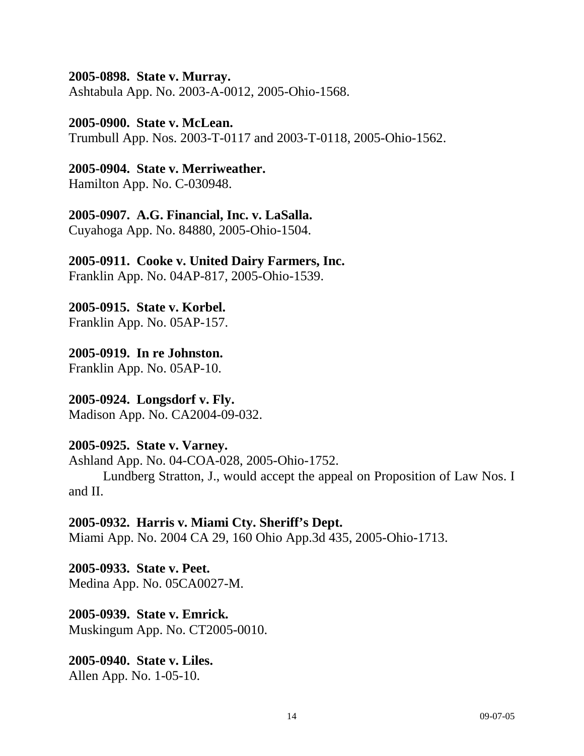**2005-0898. State v. Murray.**
Ashtabula App. No. 2003-A-0012, 2005-Ohio-1568.

**2005-0900. State v. McLean.**
Trumbull App. Nos. 2003-T-0117 and 2003-T-0118, 2005-Ohio-1562.

**2005-0904. State v. Merriweather.**
Hamilton App. No. C-030948.

**2005-0907. A.G. Financial, Inc. v. LaSalla.**
Cuyahoga App. No. 84880, 2005-Ohio-1504.

**2005-0911. Cooke v. United Dairy Farmers, Inc.**
Franklin App. No. 04AP-817, 2005-Ohio-1539.

**2005-0915. State v. Korbel.**
Franklin App. No. 05AP-157.

**2005-0919. In re Johnston.**
Franklin App. No. 05AP-10.

**2005-0924. Longsdorf v. Fly.**
Madison App. No. CA2004-09-032.

**2005-0925. State v. Varney.**
Ashland App. No. 04-COA-028, 2005-Ohio-1752.

Lundberg Stratton, J., would accept the appeal on Proposition of Law Nos. I and II.

**2005-0932. Harris v. Miami Cty. Sheriff's Dept.**
Miami App. No. 2004 CA 29, 160 Ohio App.3d 435, 2005-Ohio-1713.

**2005-0933. State v. Peet.**
Medina App. No. 05CA0027-M.

**2005-0939. State v. Emrick.**
Muskingum App. No. CT2005-0010.

**2005-0940. State v. Liles.**
Allen App. No. 1-05-10.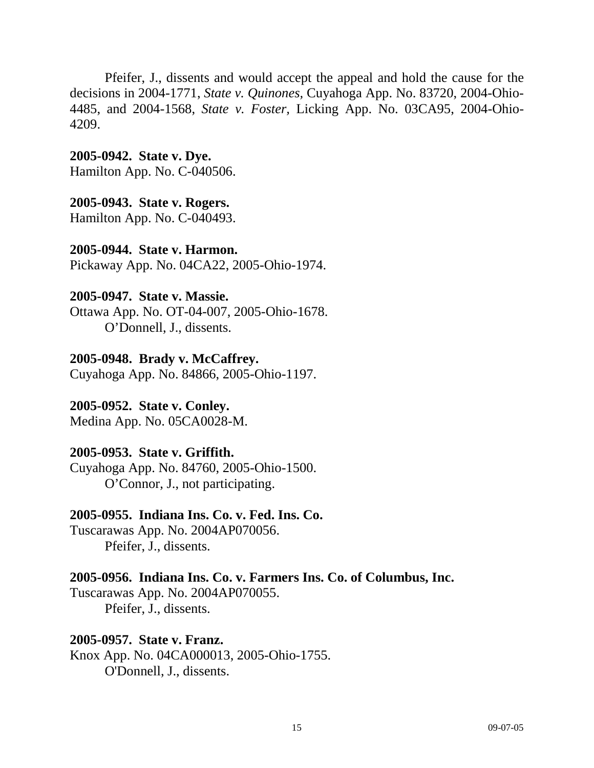Pfeifer, J., dissents and would accept the appeal and hold the cause for the decisions in 2004-1771, *State v. Quinones*, Cuyahoga App. No. 83720, 2004-Ohio-4485, and 2004-1568, *State v. Foster*, Licking App. No. 03CA95, 2004-Ohio-4209.

**2005-0942. State v. Dye.**
Hamilton App. No. C-040506.

**2005-0943. State v. Rogers.**
Hamilton App. No. C-040493.

**2005-0944. State v. Harmon.**
Pickaway App. No. 04CA22, 2005-Ohio-1974.

**2005-0947. State v. Massie.**
Ottawa App. No. OT-04-007, 2005-Ohio-1678.
O'Donnell, J., dissents.

**2005-0948. Brady v. McCaffrey.**
Cuyahoga App. No. 84866, 2005-Ohio-1197.

**2005-0952. State v. Conley.**
Medina App. No. 05CA0028-M.

**2005-0953. State v. Griffith.**
Cuyahoga App. No. 84760, 2005-Ohio-1500.
O'Connor, J., not participating.

**2005-0955. Indiana Ins. Co. v. Fed. Ins. Co.**
Tuscarawas App. No. 2004AP070056.
Pfeifer, J., dissents.

**2005-0956. Indiana Ins. Co. v. Farmers Ins. Co. of Columbus, Inc.**
Tuscarawas App. No. 2004AP070055.
Pfeifer, J., dissents.

**2005-0957. State v. Franz.**
Knox App. No. 04CA000013, 2005-Ohio-1755.
O'Donnell, J., dissents.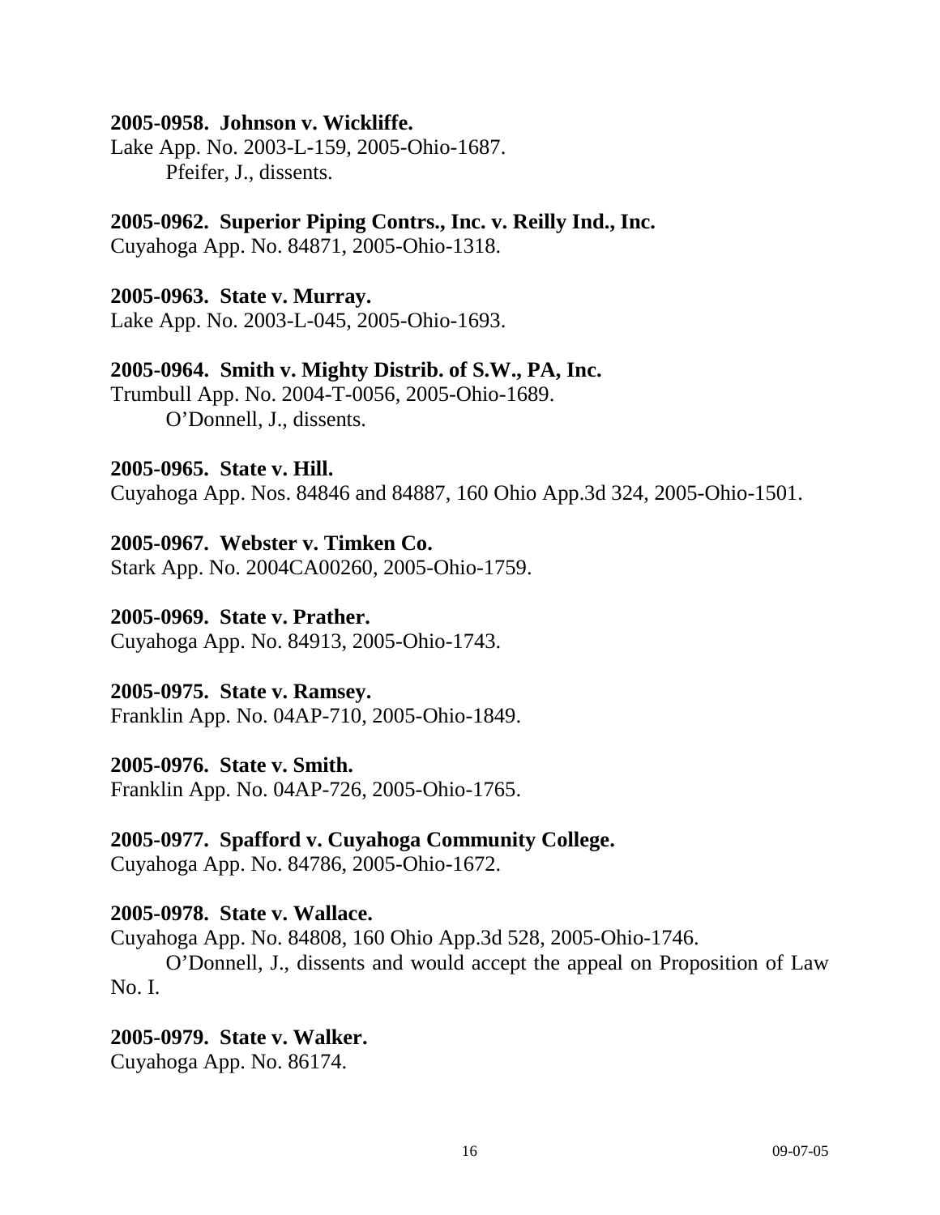**2005-0958. Johnson v. Wickliffe.**
Lake App. No. 2003-L-159, 2005-Ohio-1687.
Pfeifer, J., dissents.

**2005-0962. Superior Piping Contrs., Inc. v. Reilly Ind., Inc.**
Cuyahoga App. No. 84871, 2005-Ohio-1318.

**2005-0963. State v. Murray.**
Lake App. No. 2003-L-045, 2005-Ohio-1693.

**2005-0964. Smith v. Mighty Distrib. of S.W., PA, Inc.**
Trumbull App. No. 2004-T-0056, 2005-Ohio-1689.
O'Donnell, J., dissents.

**2005-0965. State v. Hill.**
Cuyahoga App. Nos. 84846 and 84887, 160 Ohio App.3d 324, 2005-Ohio-1501.

**2005-0967. Webster v. Timken Co.**
Stark App. No. 2004CA00260, 2005-Ohio-1759.

**2005-0969. State v. Prather.**
Cuyahoga App. No. 84913, 2005-Ohio-1743.

**2005-0975. State v. Ramsey.**
Franklin App. No. 04AP-710, 2005-Ohio-1849.

**2005-0976. State v. Smith.**
Franklin App. No. 04AP-726, 2005-Ohio-1765.

**2005-0977. Spafford v. Cuyahoga Community College.**
Cuyahoga App. No. 84786, 2005-Ohio-1672.

**2005-0978. State v. Wallace.**
Cuyahoga App. No. 84808, 160 Ohio App.3d 528, 2005-Ohio-1746.
O'Donnell, J., dissents and would accept the appeal on Proposition of Law No. I.

**2005-0979. State v. Walker.**
Cuyahoga App. No. 86174.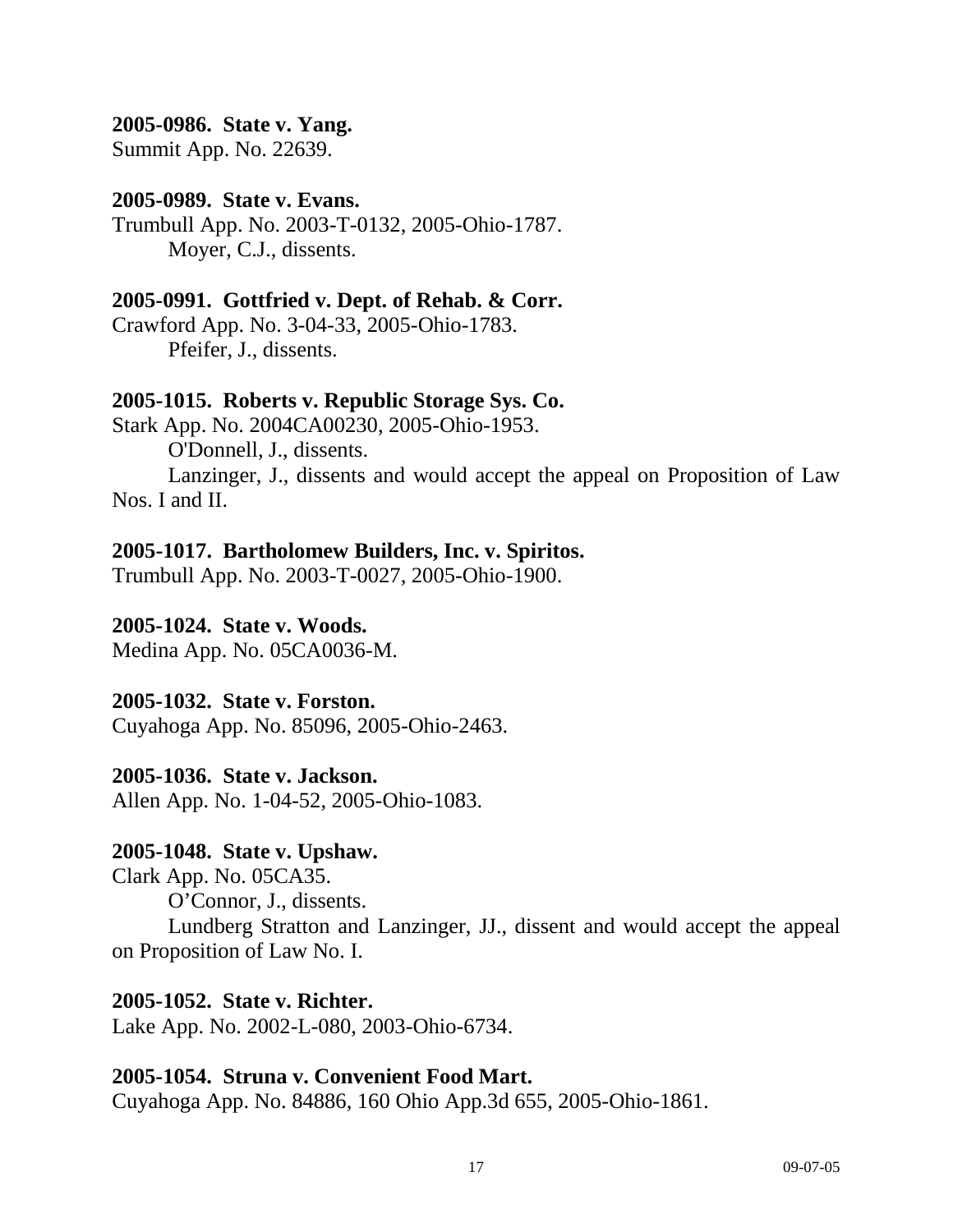**2005-0986. State v. Yang.**
Summit App. No. 22639.

**2005-0989. State v. Evans.**
Trumbull App. No. 2003-T-0132, 2005-Ohio-1787.
Moyer, C.J., dissents.

**2005-0991. Gottfried v. Dept. of Rehab. & Corr.**
Crawford App. No. 3-04-33, 2005-Ohio-1783.
Pfeifer, J., dissents.

**2005-1015. Roberts v. Republic Storage Sys. Co.**
Stark App. No. 2004CA00230, 2005-Ohio-1953.
O'Donnell, J., dissents.
Lanzinger, J., dissents and would accept the appeal on Proposition of Law Nos. I and II.

**2005-1017. Bartholomew Builders, Inc. v. Spiritos.**
Trumbull App. No. 2003-T-0027, 2005-Ohio-1900.

**2005-1024. State v. Woods.**
Medina App. No. 05CA0036-M.

**2005-1032. State v. Forston.**
Cuyahoga App. No. 85096, 2005-Ohio-2463.

**2005-1036. State v. Jackson.**
Allen App. No. 1-04-52, 2005-Ohio-1083.

**2005-1048. State v. Upshaw.**
Clark App. No. 05CA35.
O'Connor, J., dissents.
Lundberg Stratton and Lanzinger, JJ., dissent and would accept the appeal on Proposition of Law No. I.

**2005-1052. State v. Richter.**
Lake App. No. 2002-L-080, 2003-Ohio-6734.

**2005-1054. Struna v. Convenient Food Mart.**
Cuyahoga App. No. 84886, 160 Ohio App.3d 655, 2005-Ohio-1861.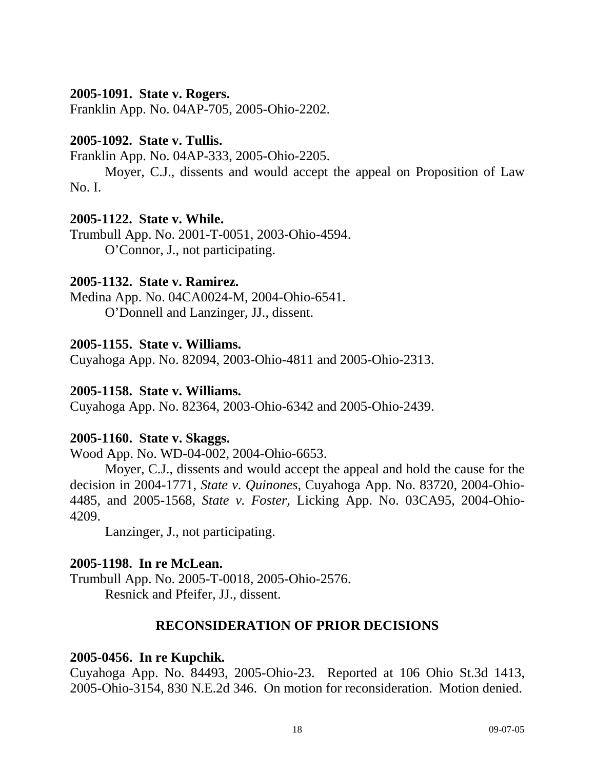**2005-1091. State v. Rogers.**
Franklin App. No. 04AP-705, 2005-Ohio-2202.

**2005-1092. State v. Tullis.**
Franklin App. No. 04AP-333, 2005-Ohio-2205.

Moyer, C.J., dissents and would accept the appeal on Proposition of Law No. I.

**2005-1122. State v. While.**
Trumbull App. No. 2001-T-0051, 2003-Ohio-4594.

O'Connor, J., not participating.

**2005-1132. State v. Ramirez.**
Medina App. No. 04CA0024-M, 2004-Ohio-6541.

O'Donnell and Lanzinger, JJ., dissent.

**2005-1155. State v. Williams.**
Cuyahoga App. No. 82094, 2003-Ohio-4811 and 2005-Ohio-2313.

**2005-1158. State v. Williams.**
Cuyahoga App. No. 82364, 2003-Ohio-6342 and 2005-Ohio-2439.

**2005-1160. State v. Skaggs.**
Wood App. No. WD-04-002, 2004-Ohio-6653.

Moyer, C.J., dissents and would accept the appeal and hold the cause for the decision in 2004-1771, *State v. Quinones,* Cuyahoga App. No. 83720, 2004-Ohio-4485, and 2005-1568, *State v. Foster,* Licking App. No. 03CA95, 2004-Ohio-4209.

Lanzinger, J., not participating.

**2005-1198. In re McLean.**
Trumbull App. No. 2005-T-0018, 2005-Ohio-2576.

Resnick and Pfeifer, JJ., dissent.

## RECONSIDERATION OF PRIOR DECISIONS

**2005-0456. In re Kupchik.**
Cuyahoga App. No. 84493, 2005-Ohio-23. Reported at 106 Ohio St.3d 1413, 2005-Ohio-3154, 830 N.E.2d 346. On motion for reconsideration. Motion denied.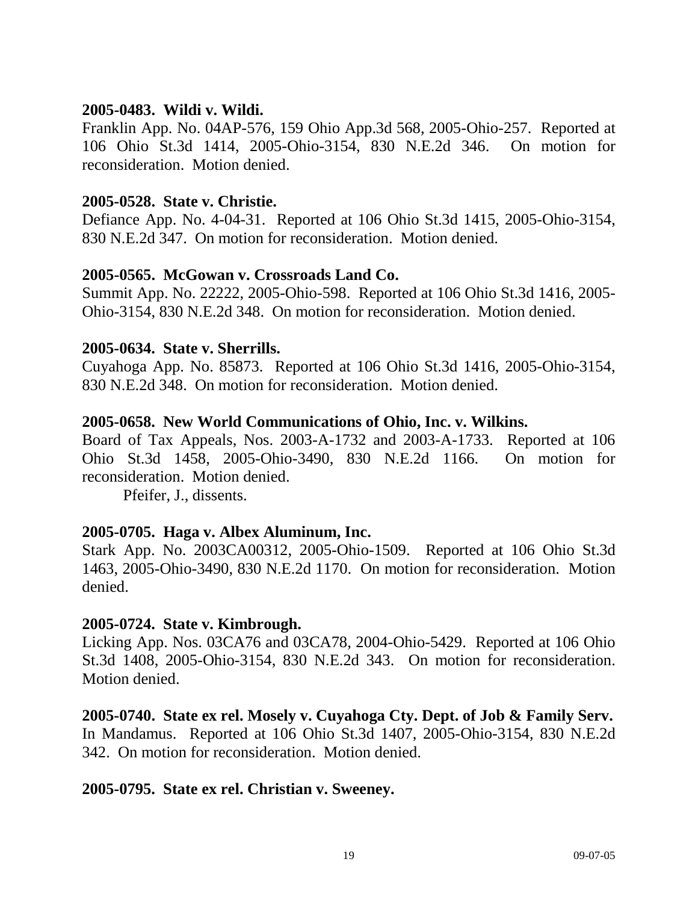**2005-0483. Wildi v. Wildi.**

Franklin App. No. 04AP-576, 159 Ohio App.3d 568, 2005-Ohio-257. Reported at 106 Ohio St.3d 1414, 2005-Ohio-3154, 830 N.E.2d 346. On motion for reconsideration. Motion denied.

**2005-0528. State v. Christie.**

Defiance App. No. 4-04-31. Reported at 106 Ohio St.3d 1415, 2005-Ohio-3154, 830 N.E.2d 347. On motion for reconsideration. Motion denied.

**2005-0565. McGowan v. Crossroads Land Co.**

Summit App. No. 22222, 2005-Ohio-598. Reported at 106 Ohio St.3d 1416, 2005-Ohio-3154, 830 N.E.2d 348. On motion for reconsideration. Motion denied.

**2005-0634. State v. Sherrills.**

Cuyahoga App. No. 85873. Reported at 106 Ohio St.3d 1416, 2005-Ohio-3154, 830 N.E.2d 348. On motion for reconsideration. Motion denied.

**2005-0658. New World Communications of Ohio, Inc. v. Wilkins.**

Board of Tax Appeals, Nos. 2003-A-1732 and 2003-A-1733. Reported at 106 Ohio St.3d 1458, 2005-Ohio-3490, 830 N.E.2d 1166. On motion for reconsideration. Motion denied.

Pfeifer, J., dissents.

**2005-0705. Haga v. Albex Aluminum, Inc.**

Stark App. No. 2003CA00312, 2005-Ohio-1509. Reported at 106 Ohio St.3d 1463, 2005-Ohio-3490, 830 N.E.2d 1170. On motion for reconsideration. Motion denied.

**2005-0724. State v. Kimbrough.**

Licking App. Nos. 03CA76 and 03CA78, 2004-Ohio-5429. Reported at 106 Ohio St.3d 1408, 2005-Ohio-3154, 830 N.E.2d 343. On motion for reconsideration. Motion denied.

**2005-0740. State ex rel. Mosely v. Cuyahoga Cty. Dept. of Job & Family Serv.**

In Mandamus. Reported at 106 Ohio St.3d 1407, 2005-Ohio-3154, 830 N.E.2d 342. On motion for reconsideration. Motion denied.

**2005-0795. State ex rel. Christian v. Sweeney.**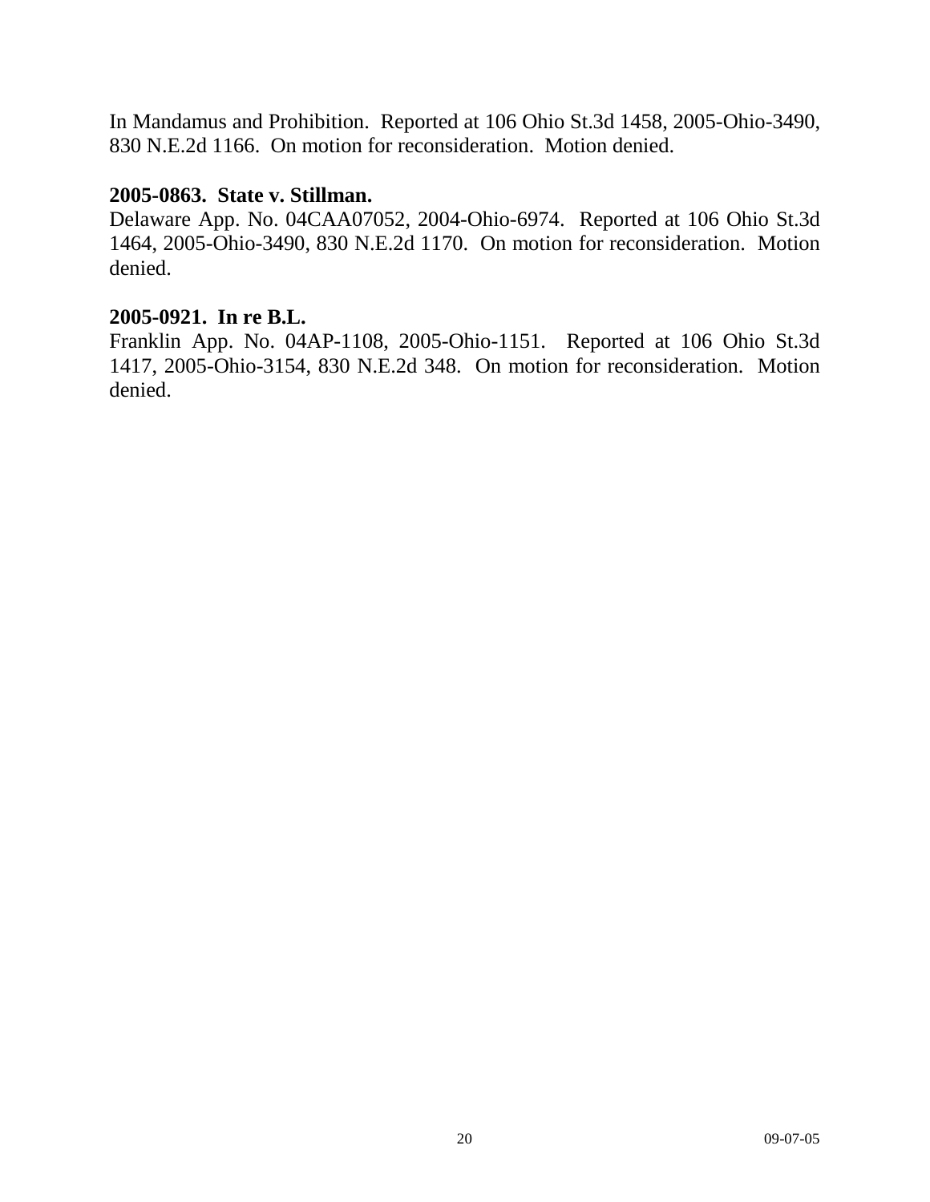In Mandamus and Prohibition. Reported at 106 Ohio St.3d 1458, 2005-Ohio-3490, 830 N.E.2d 1166. On motion for reconsideration. Motion denied.

**2005-0863. State v. Stillman.**
Delaware App. No. 04CAA07052, 2004-Ohio-6974. Reported at 106 Ohio St.3d 1464, 2005-Ohio-3490, 830 N.E.2d 1170. On motion for reconsideration. Motion denied.

**2005-0921. In re B.L.**
Franklin App. No. 04AP-1108, 2005-Ohio-1151. Reported at 106 Ohio St.3d 1417, 2005-Ohio-3154, 830 N.E.2d 348. On motion for reconsideration. Motion denied.